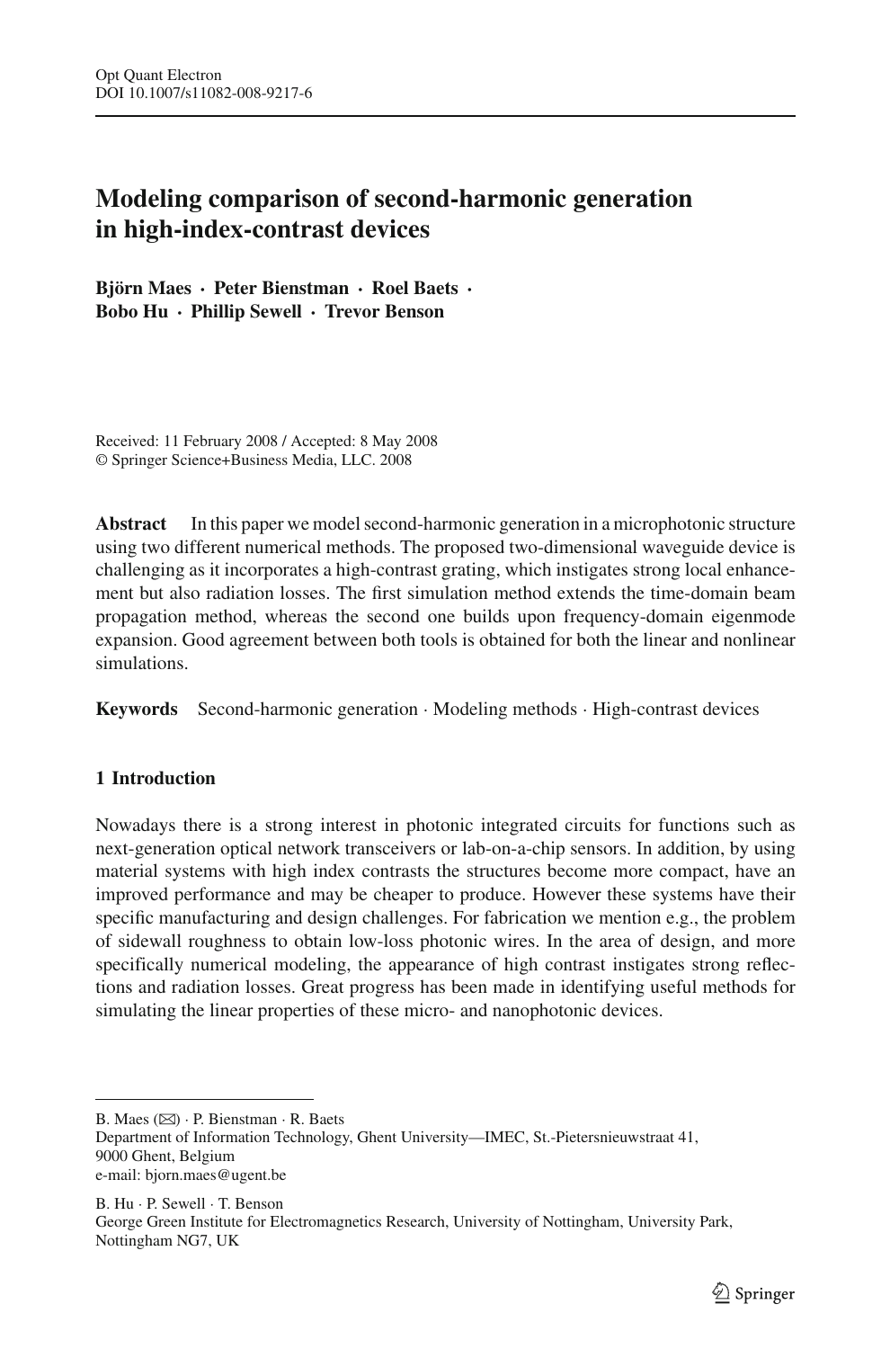# Modeling comparison of second-harmonic generation in high-index-contrast devices

**Björn Maes · Peter Bienstman · Roel Baets · Bobo Hu · Phillip Sewell · Trevor Benson**

Received: 11 February 2008 / Accepted: 8 May 2008
© Springer Science+Business Media, LLC. 2008

**Abstract** In this paper we model second-harmonic generation in a microphotonic structure using two different numerical methods. The proposed two-dimensional waveguide device is challenging as it incorporates a high-contrast grating, which instigates strong local enhancement but also radiation losses. The first simulation method extends the time-domain beam propagation method, whereas the second one builds upon frequency-domain eigenmode expansion. Good agreement between both tools is obtained for both the linear and nonlinear simulations.

**Keywords** Second-harmonic generation · Modeling methods · High-contrast devices

## 1 Introduction

Nowadays there is a strong interest in photonic integrated circuits for functions such as next-generation optical network transceivers or lab-on-a-chip sensors. In addition, by using material systems with high index contrasts the structures become more compact, have an improved performance and may be cheaper to produce. However these systems have their specific manufacturing and design challenges. For fabrication we mention e.g., the problem of sidewall roughness to obtain low-loss photonic wires. In the area of design, and more specifically numerical modeling, the appearance of high contrast instigates strong reflections and radiation losses. Great progress has been made in identifying useful methods for simulating the linear properties of these micro- and nanophotonic devices.

---

B. Maes (✉) · P. Bienstman · R. Baets
Department of Information Technology, Ghent University—IMEC, St.-Pietersnieuwstraat 41, 9000 Ghent, Belgium
e-mail: bjorn.maes@ugent.be

B. Hu · P. Sewell · T. Benson
George Green Institute for Electromagnetics Research, University of Nottingham, University Park, Nottingham NG7, UK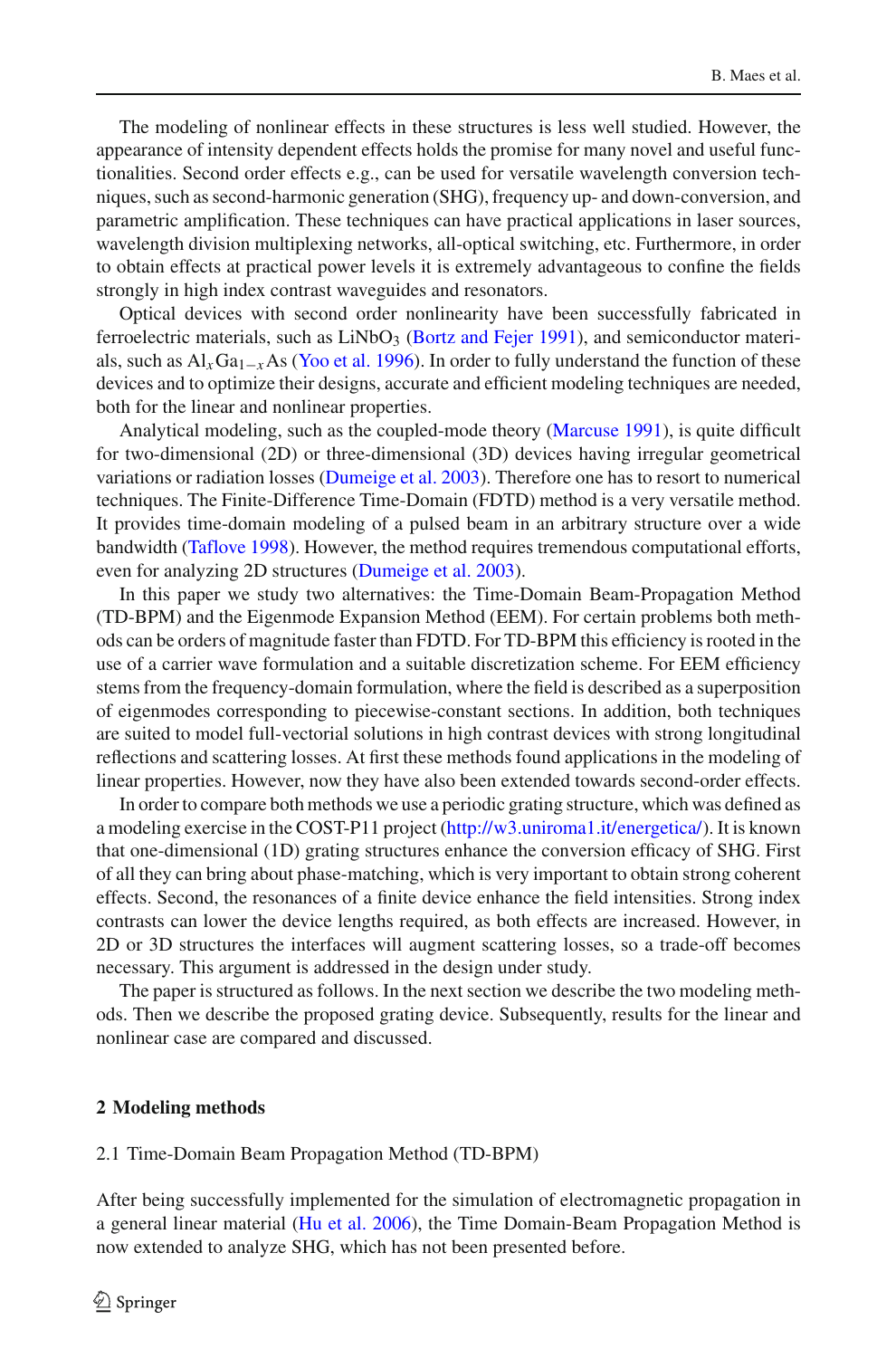The modeling of nonlinear effects in these structures is less well studied. However, the appearance of intensity dependent effects holds the promise for many novel and useful functionalities. Second order effects e.g., can be used for versatile wavelength conversion techniques, such as second-harmonic generation (SHG), frequency up- and down-conversion, and parametric amplification. These techniques can have practical applications in laser sources, wavelength division multiplexing networks, all-optical switching, etc. Furthermore, in order to obtain effects at practical power levels it is extremely advantageous to confine the fields strongly in high index contrast waveguides and resonators.

Optical devices with second order nonlinearity have been successfully fabricated in ferroelectric materials, such as $LiNbO_3$ (Bortz and Fejer 1991), and semiconductor materials, such as $Al_xGa_{1-x}As$ (Yoo et al. 1996). In order to fully understand the function of these devices and to optimize their designs, accurate and efficient modeling techniques are needed, both for the linear and nonlinear properties.

Analytical modeling, such as the coupled-mode theory (Marcuse 1991), is quite difficult for two-dimensional (2D) or three-dimensional (3D) devices having irregular geometrical variations or radiation losses (Dumeige et al. 2003). Therefore one has to resort to numerical techniques. The Finite-Difference Time-Domain (FDTD) method is a very versatile method. It provides time-domain modeling of a pulsed beam in an arbitrary structure over a wide bandwidth (Taflove 1998). However, the method requires tremendous computational efforts, even for analyzing 2D structures (Dumeige et al. 2003).

In this paper we study two alternatives: the Time-Domain Beam-Propagation Method (TD-BPM) and the Eigenmode Expansion Method (EEM). For certain problems both methods can be orders of magnitude faster than FDTD. For TD-BPM this efficiency is rooted in the use of a carrier wave formulation and a suitable discretization scheme. For EEM efficiency stems from the frequency-domain formulation, where the field is described as a superposition of eigenmodes corresponding to piecewise-constant sections. In addition, both techniques are suited to model full-vectorial solutions in high contrast devices with strong longitudinal reflections and scattering losses. At first these methods found applications in the modeling of linear properties. However, now they have also been extended towards second-order effects.

In order to compare both methods we use a periodic grating structure, which was defined as a modeling exercise in the COST-P11 project (http://w3.uniroma1.it/energetica/). It is known that one-dimensional (1D) grating structures enhance the conversion efficacy of SHG. First of all they can bring about phase-matching, which is very important to obtain strong coherent effects. Second, the resonances of a finite device enhance the field intensities. Strong index contrasts can lower the device lengths required, as both effects are increased. However, in 2D or 3D structures the interfaces will augment scattering losses, so a trade-off becomes necessary. This argument is addressed in the design under study.

The paper is structured as follows. In the next section we describe the two modeling methods. Then we describe the proposed grating device. Subsequently, results for the linear and nonlinear case are compared and discussed.

## 2 Modeling methods

### 2.1 Time-Domain Beam Propagation Method (TD-BPM)

After being successfully implemented for the simulation of electromagnetic propagation in a general linear material (Hu et al. 2006), the Time Domain-Beam Propagation Method is now extended to analyze SHG, which has not been presented before.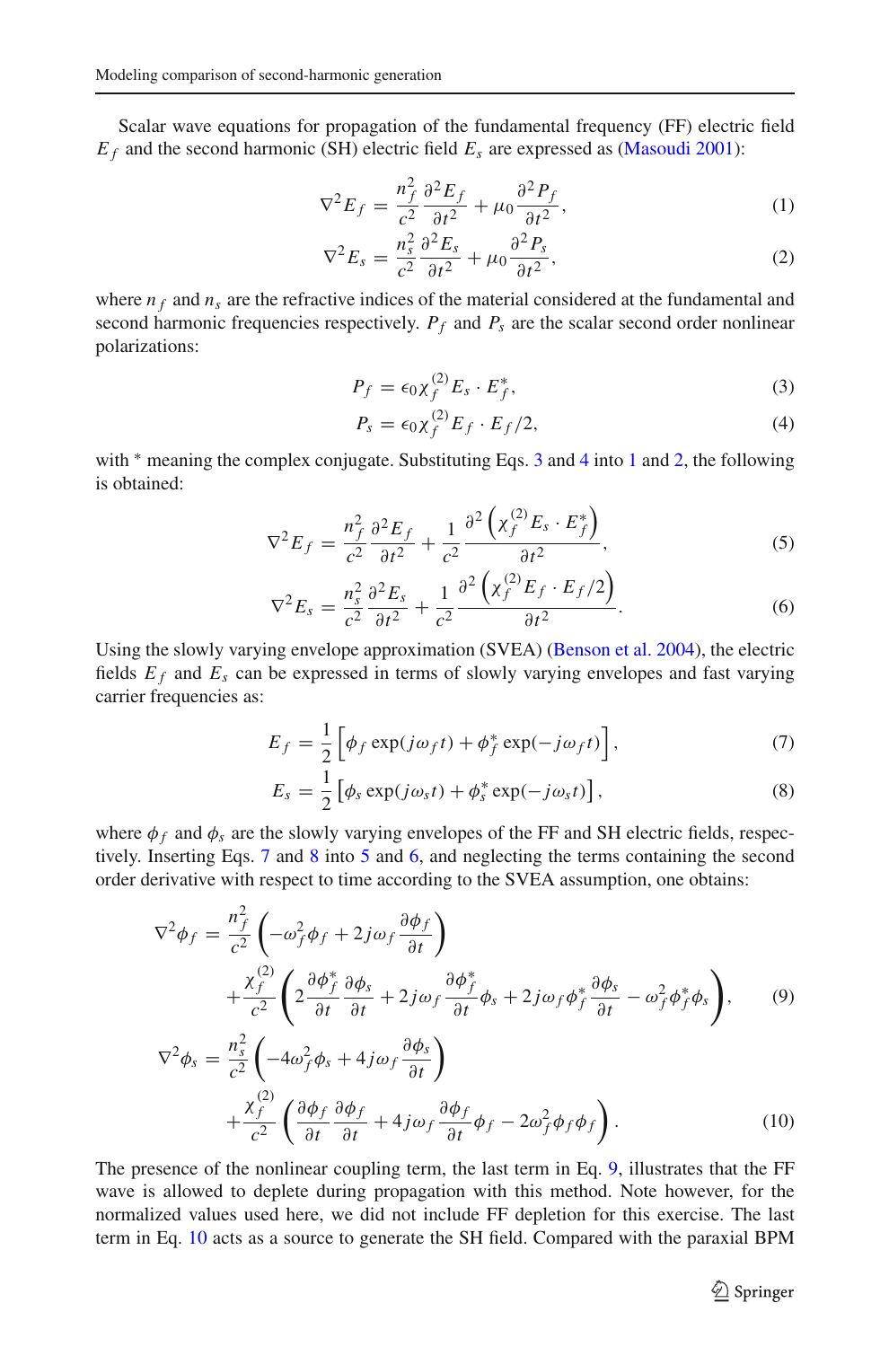Scalar wave equations for propagation of the fundamental frequency (FF) electric field $E_f$ and the second harmonic (SH) electric field $E_s$ are expressed as (Masoudi 2001):

$$\nabla^2 E_f = \frac{n_f^2}{c^2}\frac{\partial^2 E_f}{\partial t^2} + \mu_0 \frac{\partial^2 P_f}{\partial t^2}, \tag{1}$$

$$\nabla^2 E_s = \frac{n_s^2}{c^2}\frac{\partial^2 E_s}{\partial t^2} + \mu_0 \frac{\partial^2 P_s}{\partial t^2}, \tag{2}$$

where $n_f$ and $n_s$ are the refractive indices of the material considered at the fundamental and second harmonic frequencies respectively. $P_f$ and $P_s$ are the scalar second order nonlinear polarizations:

$$P_f = \epsilon_0 \chi_f^{(2)} E_s \cdot E_f^*, \tag{3}$$

$$P_s = \epsilon_0 \chi_f^{(2)} E_f \cdot E_f / 2, \tag{4}$$

with * meaning the complex conjugate. Substituting Eqs. 3 and 4 into 1 and 2, the following is obtained:

$$\nabla^2 E_f = \frac{n_f^2}{c^2}\frac{\partial^2 E_f}{\partial t^2} + \frac{1}{c^2}\frac{\partial^2 \left(\chi_f^{(2)} E_s \cdot E_f^*\right)}{\partial t^2}, \tag{5}$$

$$\nabla^2 E_s = \frac{n_s^2}{c^2}\frac{\partial^2 E_s}{\partial t^2} + \frac{1}{c^2}\frac{\partial^2 \left(\chi_f^{(2)} E_f \cdot E_f / 2\right)}{\partial t^2}. \tag{6}$$

Using the slowly varying envelope approximation (SVEA) (Benson et al. 2004), the electric fields $E_f$ and $E_s$ can be expressed in terms of slowly varying envelopes and fast varying carrier frequencies as:

$$E_f = \frac{1}{2}\left[\phi_f \exp(j\omega_f t) + \phi_f^* \exp(-j\omega_f t)\right], \tag{7}$$

$$E_s = \frac{1}{2}\left[\phi_s \exp(j\omega_s t) + \phi_s^* \exp(-j\omega_s t)\right], \tag{8}$$

where $\phi_f$ and $\phi_s$ are the slowly varying envelopes of the FF and SH electric fields, respectively. Inserting Eqs. 7 and 8 into 5 and 6, and neglecting the terms containing the second order derivative with respect to time according to the SVEA assumption, one obtains:

$$\begin{aligned}
\nabla^2 \phi_f = {} & \frac{n_f^2}{c^2}\left(-\omega_f^2 \phi_f + 2j\omega_f \frac{\partial \phi_f}{\partial t}\right) \\
& + \frac{\chi_f^{(2)}}{c^2}\left(2\frac{\partial \phi_f^*}{\partial t}\frac{\partial \phi_s}{\partial t} + 2j\omega_f \frac{\partial \phi_f^*}{\partial t}\phi_s + 2j\omega_f \phi_f^* \frac{\partial \phi_s}{\partial t} - \omega_f^2 \phi_f^* \phi_s\right),
\end{aligned} \tag{9}$$

$$\begin{aligned}
\nabla^2 \phi_s = {} & \frac{n_s^2}{c^2}\left(-4\omega_f^2 \phi_s + 4j\omega_f \frac{\partial \phi_s}{\partial t}\right) \\
& + \frac{\chi_f^{(2)}}{c^2}\left(\frac{\partial \phi_f}{\partial t}\frac{\partial \phi_f}{\partial t} + 4j\omega_f \frac{\partial \phi_f}{\partial t}\phi_f - 2\omega_f^2 \phi_f \phi_f\right).
\end{aligned} \tag{10}$$

The presence of the nonlinear coupling term, the last term in Eq. 9, illustrates that the FF wave is allowed to deplete during propagation with this method. Note however, for the normalized values used here, we did not include FF depletion for this exercise. The last term in Eq. 10 acts as a source to generate the SH field. Compared with the paraxial BPM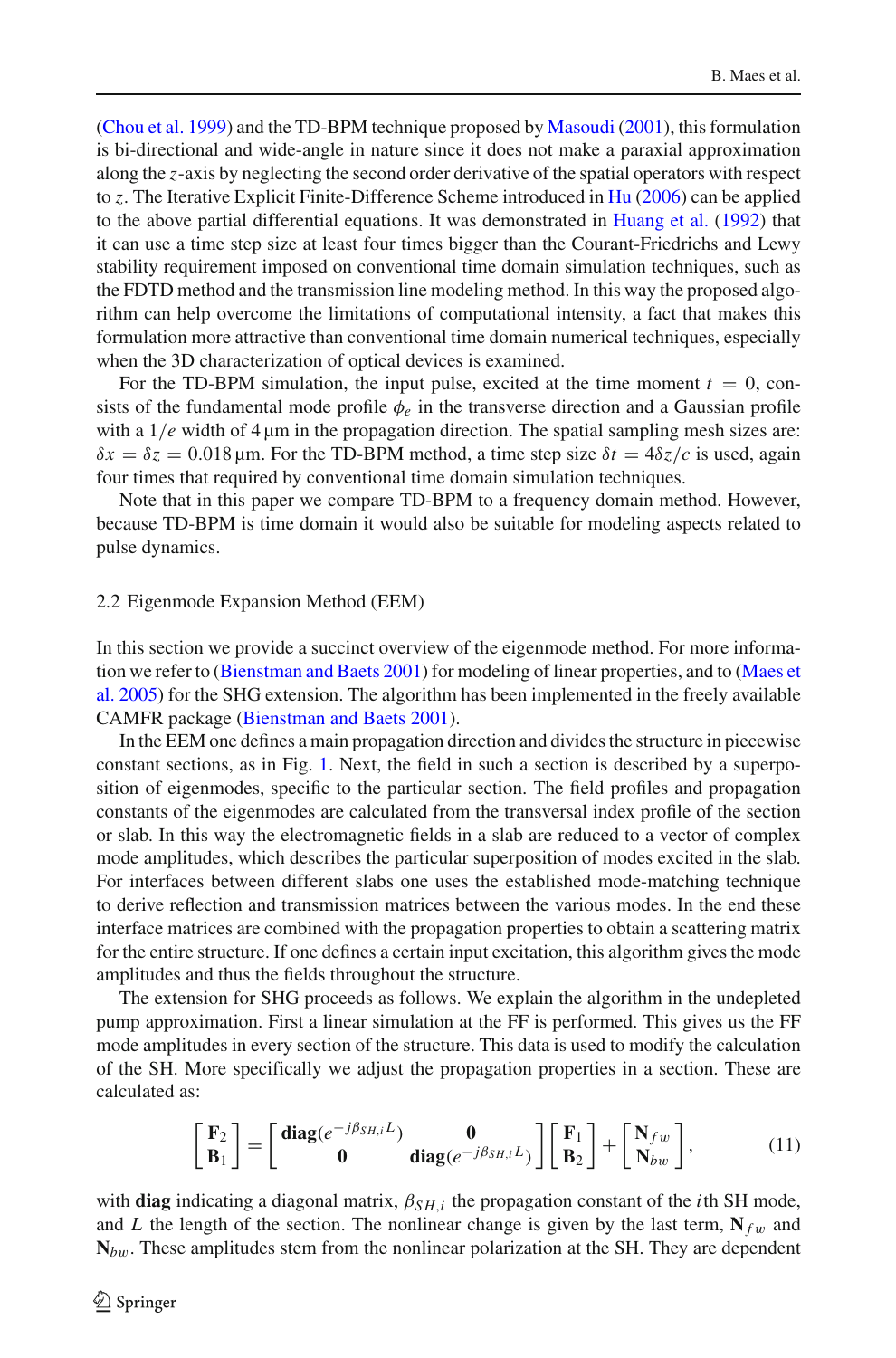(Chou et al. 1999) and the TD-BPM technique proposed by Masoudi (2001), this formulation is bi-directional and wide-angle in nature since it does not make a paraxial approximation along the $z$-axis by neglecting the second order derivative of the spatial operators with respect to $z$. The Iterative Explicit Finite-Difference Scheme introduced in Hu (2006) can be applied to the above partial differential equations. It was demonstrated in Huang et al. (1992) that it can use a time step size at least four times bigger than the Courant-Friedrichs and Lewy stability requirement imposed on conventional time domain simulation techniques, such as the FDTD method and the transmission line modeling method. In this way the proposed algorithm can help overcome the limitations of computational intensity, a fact that makes this formulation more attractive than conventional time domain numerical techniques, especially when the 3D characterization of optical devices is examined.

For the TD-BPM simulation, the input pulse, excited at the time moment $t = 0$, consists of the fundamental mode profile $\phi_e$ in the transverse direction and a Gaussian profile with a $1/e$ width of 4 µm in the propagation direction. The spatial sampling mesh sizes are: $\delta x = \delta z = 0.018\,\mu\text{m}$. For the TD-BPM method, a time step size $\delta t = 4\delta z/c$ is used, again four times that required by conventional time domain simulation techniques.

Note that in this paper we compare TD-BPM to a frequency domain method. However, because TD-BPM is time domain it would also be suitable for modeling aspects related to pulse dynamics.

### 2.2 Eigenmode Expansion Method (EEM)

In this section we provide a succinct overview of the eigenmode method. For more information we refer to (Bienstman and Baets 2001) for modeling of linear properties, and to (Maes et al. 2005) for the SHG extension. The algorithm has been implemented in the freely available CAMFR package (Bienstman and Baets 2001).

In the EEM one defines a main propagation direction and divides the structure in piecewise constant sections, as in Fig. 1. Next, the field in such a section is described by a superposition of eigenmodes, specific to the particular section. The field profiles and propagation constants of the eigenmodes are calculated from the transversal index profile of the section or slab. In this way the electromagnetic fields in a slab are reduced to a vector of complex mode amplitudes, which describes the particular superposition of modes excited in the slab. For interfaces between different slabs one uses the established mode-matching technique to derive reflection and transmission matrices between the various modes. In the end these interface matrices are combined with the propagation properties to obtain a scattering matrix for the entire structure. If one defines a certain input excitation, this algorithm gives the mode amplitudes and thus the fields throughout the structure.

The extension for SHG proceeds as follows. We explain the algorithm in the undepleted pump approximation. First a linear simulation at the FF is performed. This gives us the FF mode amplitudes in every section of the structure. This data is used to modify the calculation of the SH. More specifically we adjust the propagation properties in a section. These are calculated as:

$$\begin{bmatrix} \mathbf{F}_2 \\ \mathbf{B}_1 \end{bmatrix} = \begin{bmatrix} \mathbf{diag}(e^{-j\beta_{SH,i}L}) & \mathbf{0} \\ \mathbf{0} & \mathbf{diag}(e^{-j\beta_{SH,i}L}) \end{bmatrix} \begin{bmatrix} \mathbf{F}_1 \\ \mathbf{B}_2 \end{bmatrix} + \begin{bmatrix} \mathbf{N}_{fw} \\ \mathbf{N}_{bw} \end{bmatrix}, \tag{11}$$

with **diag** indicating a diagonal matrix, $\beta_{SH,i}$ the propagation constant of the $i$th SH mode, and $L$ the length of the section. The nonlinear change is given by the last term, $\mathbf{N}_{fw}$ and $\mathbf{N}_{bw}$. These amplitudes stem from the nonlinear polarization at the SH. They are dependent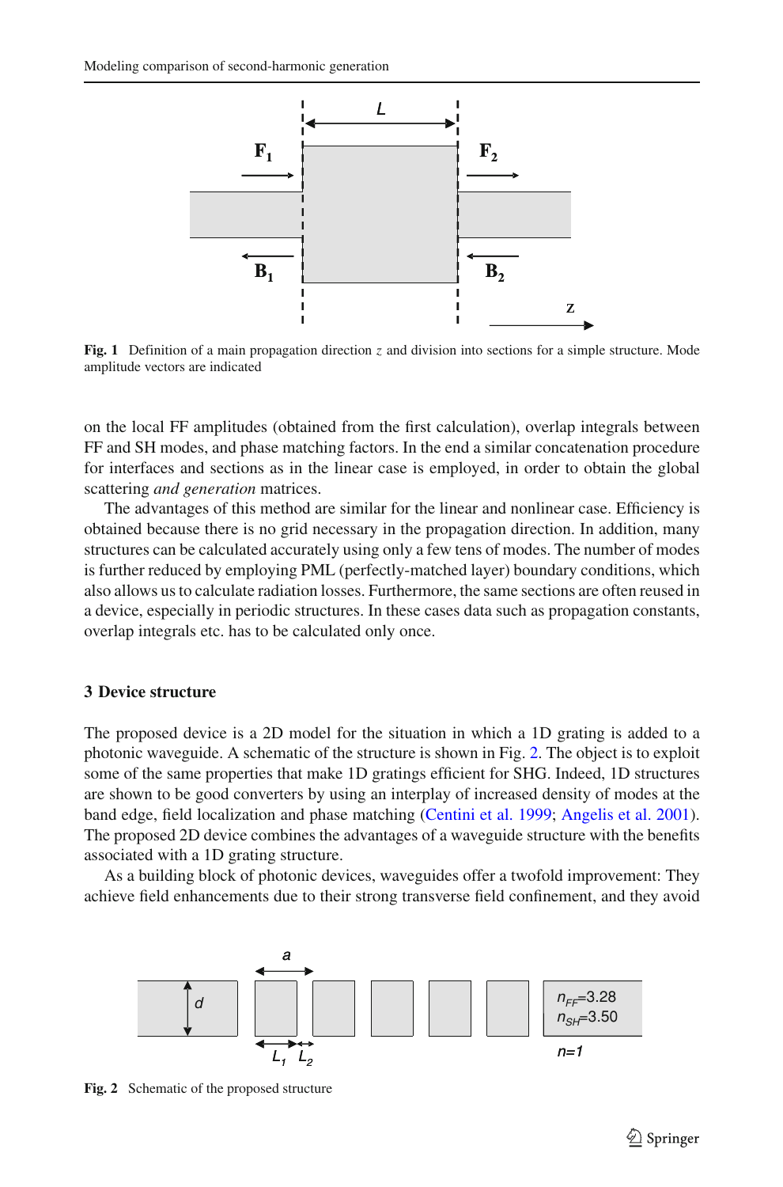Fig. 1 Definition of a main propagation direction $z$ and division into sections for a simple structure. Mode amplitude vectors are indicated

on the local FF amplitudes (obtained from the first calculation), overlap integrals between FF and SH modes, and phase matching factors. In the end a similar concatenation procedure for interfaces and sections as in the linear case is employed, in order to obtain the global scattering *and generation* matrices.

The advantages of this method are similar for the linear and nonlinear case. Efficiency is obtained because there is no grid necessary in the propagation direction. In addition, many structures can be calculated accurately using only a few tens of modes. The number of modes is further reduced by employing PML (perfectly-matched layer) boundary conditions, which also allows us to calculate radiation losses. Furthermore, the same sections are often reused in a device, especially in periodic structures. In these cases data such as propagation constants, overlap integrals etc. has to be calculated only once.

## 3 Device structure

The proposed device is a 2D model for the situation in which a 1D grating is added to a photonic waveguide. A schematic of the structure is shown in Fig. 2. The object is to exploit some of the same properties that make 1D gratings efficient for SHG. Indeed, 1D structures are shown to be good converters by using an interplay of increased density of modes at the band edge, field localization and phase matching (Centini et al. 1999; Angelis et al. 2001). The proposed 2D device combines the advantages of a waveguide structure with the benefits associated with a 1D grating structure.

As a building block of photonic devices, waveguides offer a twofold improvement: They achieve field enhancements due to their strong transverse field confinement, and they avoid

Fig. 2 Schematic of the proposed structure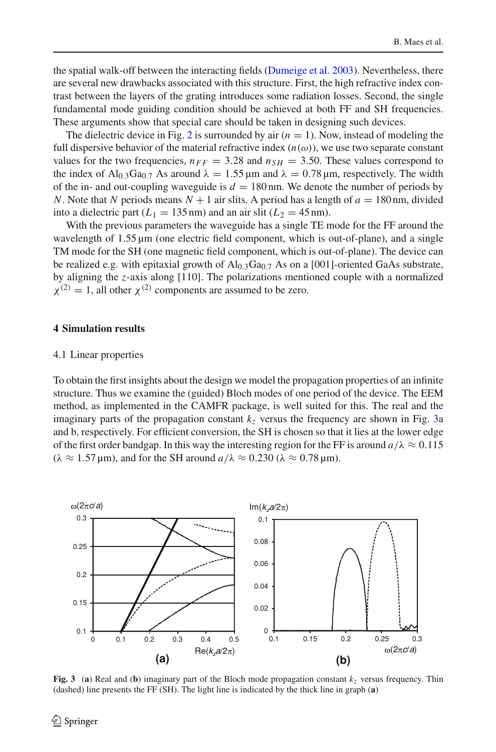the spatial walk-off between the interacting fields (Dumeige et al. 2003). Nevertheless, there are several new drawbacks associated with this structure. First, the high refractive index contrast between the layers of the grating introduces some radiation losses. Second, the single fundamental mode guiding condition should be achieved at both FF and SH frequencies. These arguments show that special care should be taken in designing such devices.

The dielectric device in Fig. 2 is surrounded by air ($n = 1$). Now, instead of modeling the full dispersive behavior of the material refractive index ($n(\omega)$), we use two separate constant values for the two frequencies, $n_{FF} = 3.28$ and $n_{SH} = 3.50$. These values correspond to the index of $Al_{0.3}Ga_{0.7}$ As around $\lambda = 1.55\,\mu m$ and $\lambda = 0.78\,\mu m$, respectively. The width of the in- and out-coupling waveguide is $d = 180\,nm$. We denote the number of periods by $N$. Note that $N$ periods means $N + 1$ air slits. A period has a length of $a = 180\,nm$, divided into a dielectric part ($L_1 = 135\,nm$) and an air slit ($L_2 = 45\,nm$).

With the previous parameters the waveguide has a single TE mode for the FF around the wavelength of $1.55\,\mu m$ (one electric field component, which is out-of-plane), and a single TM mode for the SH (one magnetic field component, which is out-of-plane). The device can be realized e.g. with epitaxial growth of $Al_{0.3}Ga_{0.7}$ As on a [001]-oriented GaAs substrate, by aligning the $z$-axis along [110]. The polarizations mentioned couple with a normalized $\chi^{(2)} = 1$, all other $\chi^{(2)}$ components are assumed to be zero.

## 4 Simulation results

### 4.1 Linear properties

To obtain the first insights about the design we model the propagation properties of an infinite structure. Thus we examine the (guided) Bloch modes of one period of the device. The EEM method, as implemented in the CAMFR package, is well suited for this. The real and the imaginary parts of the propagation constant $k_z$ versus the frequency are shown in Fig. 3a and b, respectively. For efficient conversion, the SH is chosen so that it lies at the lower edge of the first order bandgap. In this way the interesting region for the FF is around $a/\lambda \approx 0.115$ ($\lambda \approx 1.57\,\mu m$), and for the SH around $a/\lambda \approx 0.230$ ($\lambda \approx 0.78\,\mu m$).

**Fig. 3** (**a**) Real and (**b**) imaginary part of the Bloch mode propagation constant $k_z$ versus frequency. Thin (dashed) line presents the FF (SH). The light line is indicated by the thick line in graph (**a**)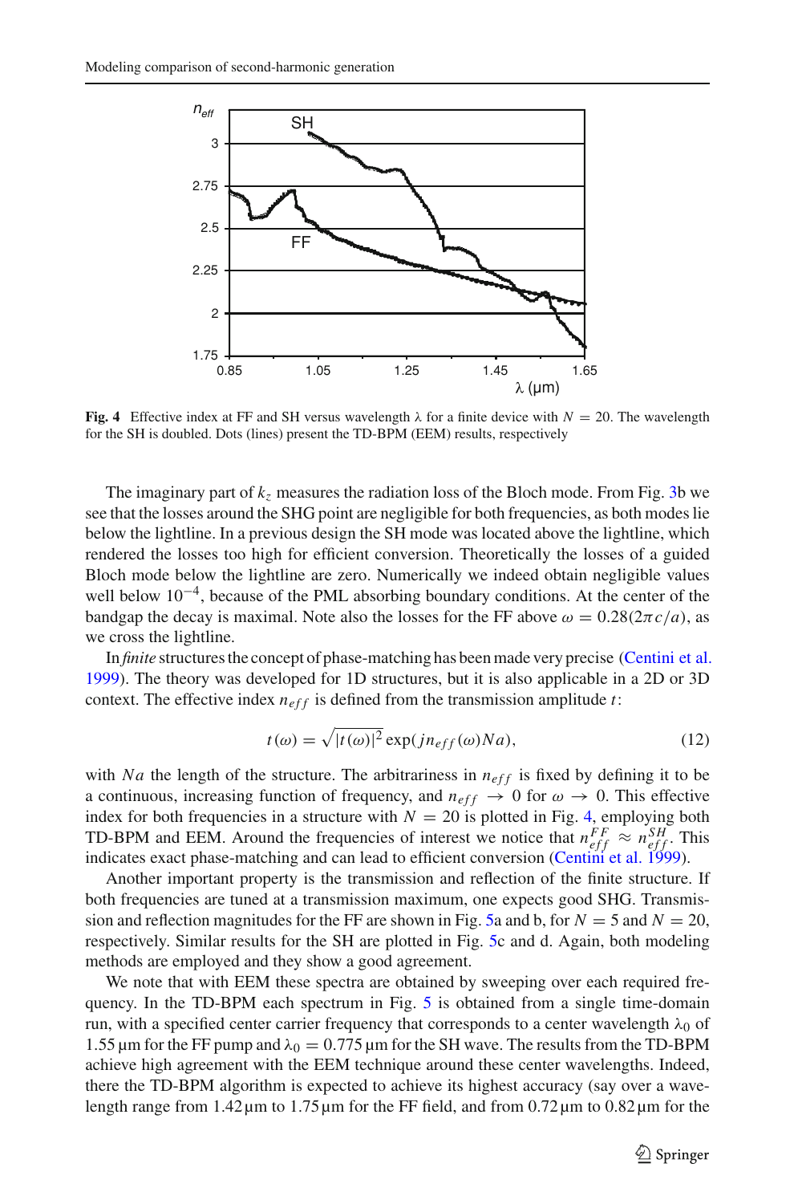**Fig. 4** Effective index at FF and SH versus wavelength λ for a finite device with $N = 20$. The wavelength for the SH is doubled. Dots (lines) present the TD-BPM (EEM) results, respectively

The imaginary part of $k_z$ measures the radiation loss of the Bloch mode. From Fig. 3b we see that the losses around the SHG point are negligible for both frequencies, as both modes lie below the lightline. In a previous design the SH mode was located above the lightline, which rendered the losses too high for efficient conversion. Theoretically the losses of a guided Bloch mode below the lightline are zero. Numerically we indeed obtain negligible values well below $10^{-4}$, because of the PML absorbing boundary conditions. At the center of the bandgap the decay is maximal. Note also the losses for the FF above $\omega = 0.28(2\pi c/a)$, as we cross the lightline.

In *finite* structures the concept of phase-matching has been made very precise (Centini et al. 1999). The theory was developed for 1D structures, but it is also applicable in a 2D or 3D context. The effective index $n_{eff}$ is defined from the transmission amplitude $t$:

$$t(\omega) = \sqrt{|t(\omega)|^2}\exp(jn_{eff}(\omega)Na), \tag{12}$$

with $Na$ the length of the structure. The arbitrariness in $n_{eff}$ is fixed by defining it to be a continuous, increasing function of frequency, and $n_{eff} \to 0$ for $\omega \to 0$. This effective index for both frequencies in a structure with $N = 20$ is plotted in Fig. 4, employing both TD-BPM and EEM. Around the frequencies of interest we notice that $n_{eff}^{FF} \approx n_{eff}^{SH}$. This indicates exact phase-matching and can lead to efficient conversion (Centini et al. 1999).

Another important property is the transmission and reflection of the finite structure. If both frequencies are tuned at a transmission maximum, one expects good SHG. Transmission and reflection magnitudes for the FF are shown in Fig. 5a and b, for $N = 5$ and $N = 20$, respectively. Similar results for the SH are plotted in Fig. 5c and d. Again, both modeling methods are employed and they show a good agreement.

We note that with EEM these spectra are obtained by sweeping over each required frequency. In the TD-BPM each spectrum in Fig. 5 is obtained from a single time-domain run, with a specified center carrier frequency that corresponds to a center wavelength $\lambda_0$ of 1.55 μm for the FF pump and $\lambda_0 = 0.775$ μm for the SH wave. The results from the TD-BPM achieve high agreement with the EEM technique around these center wavelengths. Indeed, there the TD-BPM algorithm is expected to achieve its highest accuracy (say over a wavelength range from 1.42 μm to 1.75 μm for the FF field, and from 0.72 μm to 0.82 μm for the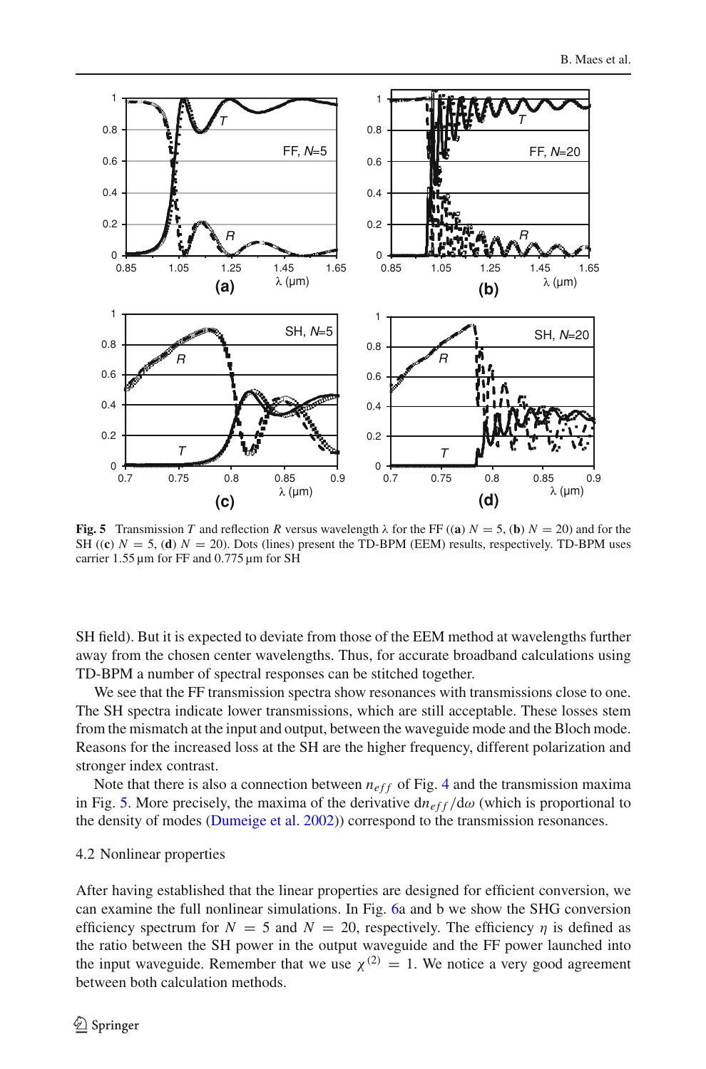**Fig. 5** Transmission $T$ and reflection $R$ versus wavelength $\lambda$ for the FF ((**a**) $N = 5$, (**b**) $N = 20$) and for the SH ((**c**) $N = 5$, (**d**) $N = 20$). Dots (lines) present the TD-BPM (EEM) results, respectively. TD-BPM uses carrier 1.55 µm for FF and 0.775 µm for SH

SH field). But it is expected to deviate from those of the EEM method at wavelengths further away from the chosen center wavelengths. Thus, for accurate broadband calculations using TD-BPM a number of spectral responses can be stitched together.

We see that the FF transmission spectra show resonances with transmissions close to one. The SH spectra indicate lower transmissions, which are still acceptable. These losses stem from the mismatch at the input and output, between the waveguide mode and the Bloch mode. Reasons for the increased loss at the SH are the higher frequency, different polarization and stronger index contrast.

Note that there is also a connection between $n_{eff}$ of Fig. 4 and the transmission maxima in Fig. 5. More precisely, the maxima of the derivative $\mathrm{d}n_{eff}/\mathrm{d}\omega$ (which is proportional to the density of modes (Dumeige et al. 2002)) correspond to the transmission resonances.

4.2 Nonlinear properties

After having established that the linear properties are designed for efficient conversion, we can examine the full nonlinear simulations. In Fig. 6a and b we show the SHG conversion efficiency spectrum for $N = 5$ and $N = 20$, respectively. The efficiency $\eta$ is defined as the ratio between the SH power in the output waveguide and the FF power launched into the input waveguide. Remember that we use $\chi^{(2)} = 1$. We notice a very good agreement between both calculation methods.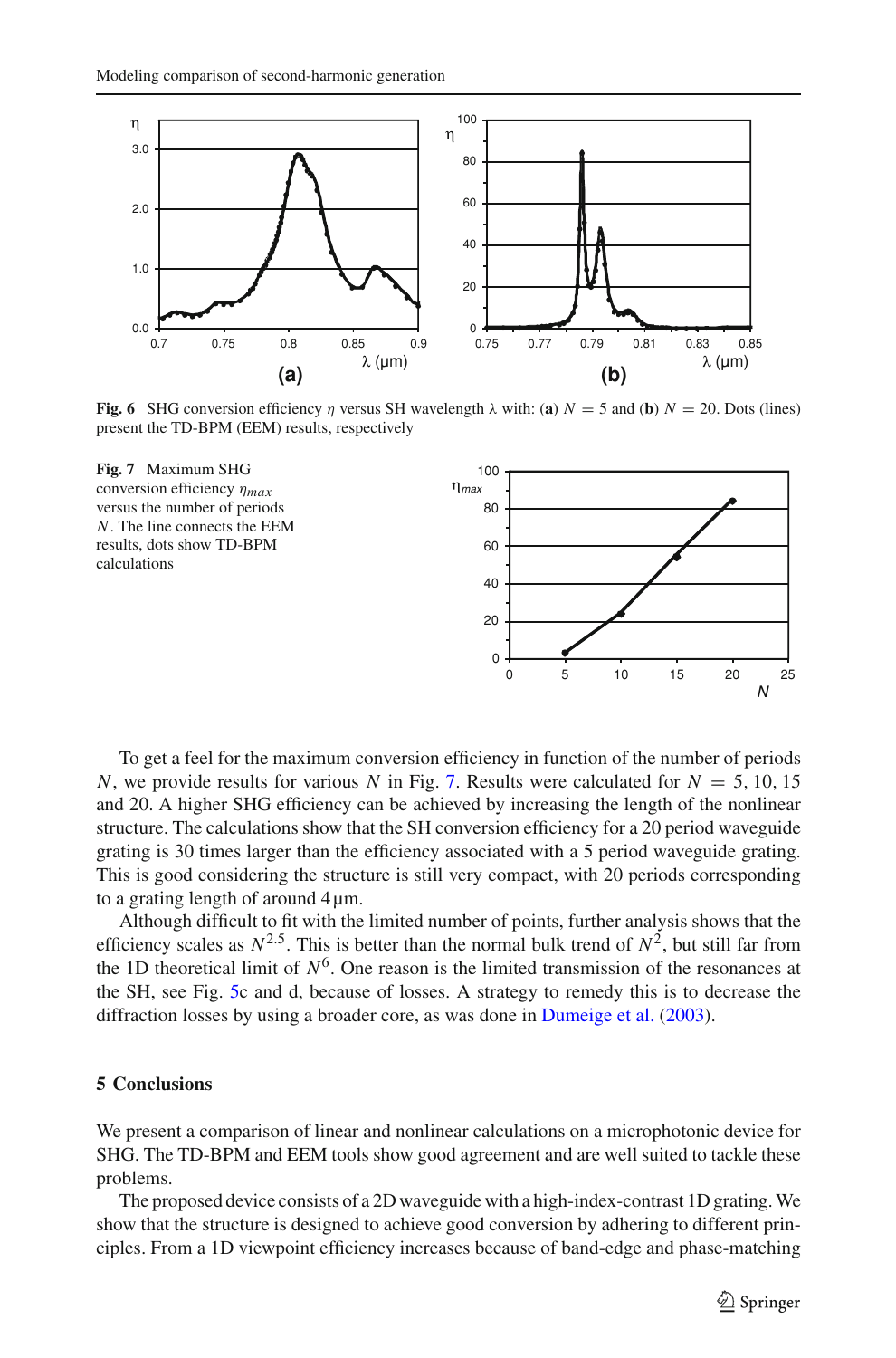**Fig. 6** SHG conversion efficiency $\eta$ versus SH wavelength $\lambda$ with: (**a**) $N = 5$ and (**b**) $N = 20$. Dots (lines) present the TD-BPM (EEM) results, respectively

**Fig. 7** Maximum SHG conversion efficiency $\eta_{max}$ versus the number of periods $N$. The line connects the EEM results, dots show TD-BPM calculations

To get a feel for the maximum conversion efficiency in function of the number of periods $N$, we provide results for various $N$ in Fig. 7. Results were calculated for $N = 5, 10, 15$ and 20. A higher SHG efficiency can be achieved by increasing the length of the nonlinear structure. The calculations show that the SH conversion efficiency for a 20 period waveguide grating is 30 times larger than the efficiency associated with a 5 period waveguide grating. This is good considering the structure is still very compact, with 20 periods corresponding to a grating length of around 4 μm.

Although difficult to fit with the limited number of points, further analysis shows that the efficiency scales as $N^{2.5}$. This is better than the normal bulk trend of $N^2$, but still far from the 1D theoretical limit of $N^6$. One reason is the limited transmission of the resonances at the SH, see Fig. 5c and d, because of losses. A strategy to remedy this is to decrease the diffraction losses by using a broader core, as was done in Dumeige et al. (2003).

## 5 Conclusions

We present a comparison of linear and nonlinear calculations on a microphotonic device for SHG. The TD-BPM and EEM tools show good agreement and are well suited to tackle these problems.

The proposed device consists of a 2D waveguide with a high-index-contrast 1D grating. We show that the structure is designed to achieve good conversion by adhering to different principles. From a 1D viewpoint efficiency increases because of band-edge and phase-matching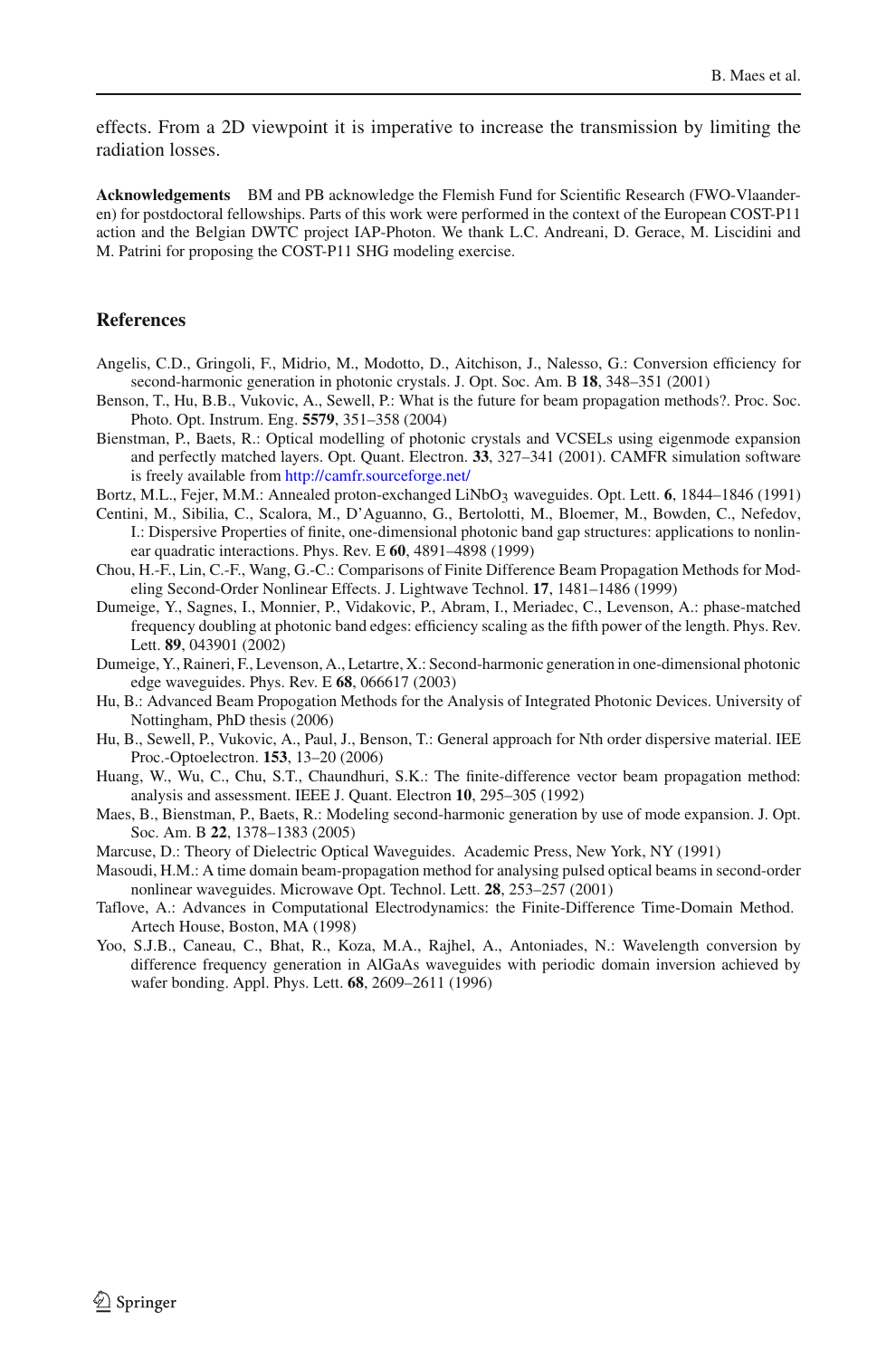effects. From a 2D viewpoint it is imperative to increase the transmission by limiting the radiation losses.

**Acknowledgements** BM and PB acknowledge the Flemish Fund for Scientific Research (FWO-Vlaanderen) for postdoctoral fellowships. Parts of this work were performed in the context of the European COST-P11 action and the Belgian DWTC project IAP-Photon. We thank L.C. Andreani, D. Gerace, M. Liscidini and M. Patrini for proposing the COST-P11 SHG modeling exercise.

## References

Angelis, C.D., Gringoli, F., Midrio, M., Modotto, D., Aitchison, J., Nalesso, G.: Conversion efficiency for second-harmonic generation in photonic crystals. J. Opt. Soc. Am. B **18**, 348–351 (2001)

Benson, T., Hu, B.B., Vukovic, A., Sewell, P.: What is the future for beam propagation methods?. Proc. Soc. Photo. Opt. Instrum. Eng. **5579**, 351–358 (2004)

Bienstman, P., Baets, R.: Optical modelling of photonic crystals and VCSELs using eigenmode expansion and perfectly matched layers. Opt. Quant. Electron. **33**, 327–341 (2001). CAMFR simulation software is freely available from http://camfr.sourceforge.net/

Bortz, M.L., Fejer, M.M.: Annealed proton-exchanged $LiNbO_3$ waveguides. Opt. Lett. **6**, 1844–1846 (1991)

Centini, M., Sibilia, C., Scalora, M., D'Aguanno, G., Bertolotti, M., Bloemer, M., Bowden, C., Nefedov, I.: Dispersive Properties of finite, one-dimensional photonic band gap structures: applications to nonlinear quadratic interactions. Phys. Rev. E **60**, 4891–4898 (1999)

Chou, H.-F., Lin, C.-F., Wang, G.-C.: Comparisons of Finite Difference Beam Propagation Methods for Modeling Second-Order Nonlinear Effects. J. Lightwave Technol. **17**, 1481–1486 (1999)

Dumeige, Y., Sagnes, I., Monnier, P., Vidakovic, P., Abram, I., Meriadec, C., Levenson, A.: phase-matched frequency doubling at photonic band edges: efficiency scaling as the fifth power of the length. Phys. Rev. Lett. **89**, 043901 (2002)

Dumeige, Y., Raineri, F., Levenson, A., Letartre, X.: Second-harmonic generation in one-dimensional photonic edge waveguides. Phys. Rev. E **68**, 066617 (2003)

Hu, B.: Advanced Beam Propogation Methods for the Analysis of Integrated Photonic Devices. University of Nottingham, PhD thesis (2006)

Hu, B., Sewell, P., Vukovic, A., Paul, J., Benson, T.: General approach for Nth order dispersive material. IEE Proc.-Optoelectron. **153**, 13–20 (2006)

Huang, W., Wu, C., Chu, S.T., Chaundhuri, S.K.: The finite-difference vector beam propagation method: analysis and assessment. IEEE J. Quant. Electron **10**, 295–305 (1992)

Maes, B., Bienstman, P., Baets, R.: Modeling second-harmonic generation by use of mode expansion. J. Opt. Soc. Am. B **22**, 1378–1383 (2005)

Marcuse, D.: Theory of Dielectric Optical Waveguides. Academic Press, New York, NY (1991)

Masoudi, H.M.: A time domain beam-propagation method for analysing pulsed optical beams in second-order nonlinear waveguides. Microwave Opt. Technol. Lett. **28**, 253–257 (2001)

Taflove, A.: Advances in Computational Electrodynamics: the Finite-Difference Time-Domain Method. Artech House, Boston, MA (1998)

Yoo, S.J.B., Caneau, C., Bhat, R., Koza, M.A., Rajhel, A., Antoniades, N.: Wavelength conversion by difference frequency generation in AlGaAs waveguides with periodic domain inversion achieved by wafer bonding. Appl. Phys. Lett. **68**, 2609–2611 (1996)